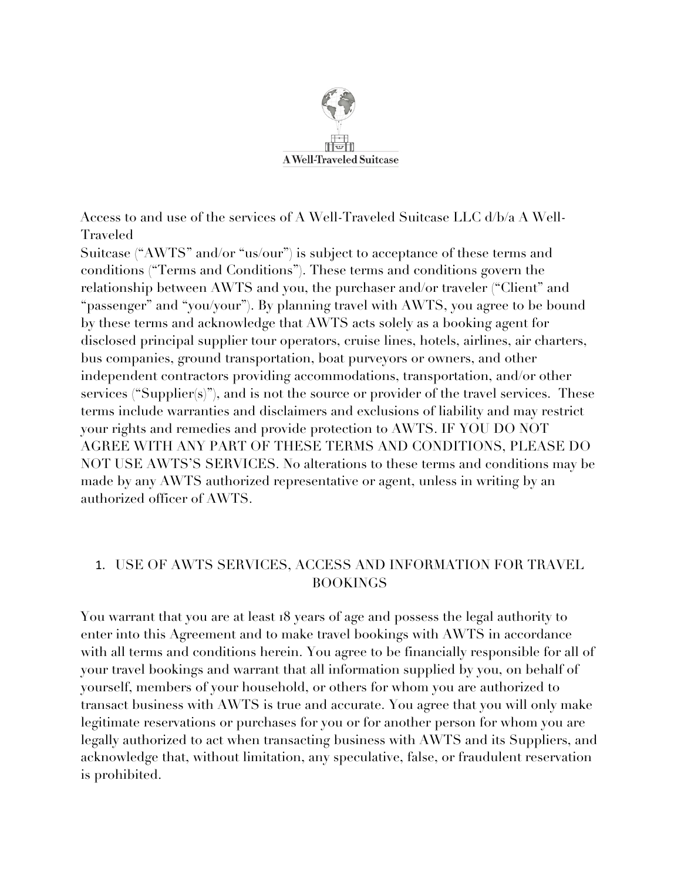A Well-Traveled Suitcase

Access to and use of the services of A Well-Traveled Suitcase LLC d/b/a A Well-Traveled Suitcase ("AWTS" and/or "us/our") is subject to acceptance of these terms and conditions ("Terms and Conditions"). These terms and conditions govern the relationship between AWTS and you, the purchaser and/or traveler ("Client" and "passenger" and "you/your"). By planning travel with AWTS, you agree to be bound by these terms and acknowledge that AWTS acts solely as a booking agent for disclosed principal supplier tour operators, cruise lines, hotels, airlines, air charters, bus companies, ground transportation, boat purveyors or owners, and other independent contractors providing accommodations, transportation, and/or other services ("Supplier(s)"), and is not the source or provider of the travel services. These terms include warranties and disclaimers and exclusions of liability and may restrict your rights and remedies and provide protection to AWTS. IF YOU DO NOT AGREE WITH ANY PART OF THESE TERMS AND CONDITIONS, PLEASE DO NOT USE AWTS'S SERVICES. No alterations to these terms and conditions may be made by any AWTS authorized representative or agent, unless in writing by an authorized officer of AWTS.

## 1. USE OF AWTS SERVICES, ACCESS AND INFORMATION FOR TRAVEL BOOKINGS

You warrant that you are at least 18 years of age and possess the legal authority to enter into this Agreement and to make travel bookings with AWTS in accordance with all terms and conditions herein. You agree to be financially responsible for all of your travel bookings and warrant that all information supplied by you, on behalf of yourself, members of your household, or others for whom you are authorized to transact business with AWTS is true and accurate. You agree that you will only make legitimate reservations or purchases for you or for another person for whom you are legally authorized to act when transacting business with AWTS and its Suppliers, and acknowledge that, without limitation, any speculative, false, or fraudulent reservation is prohibited.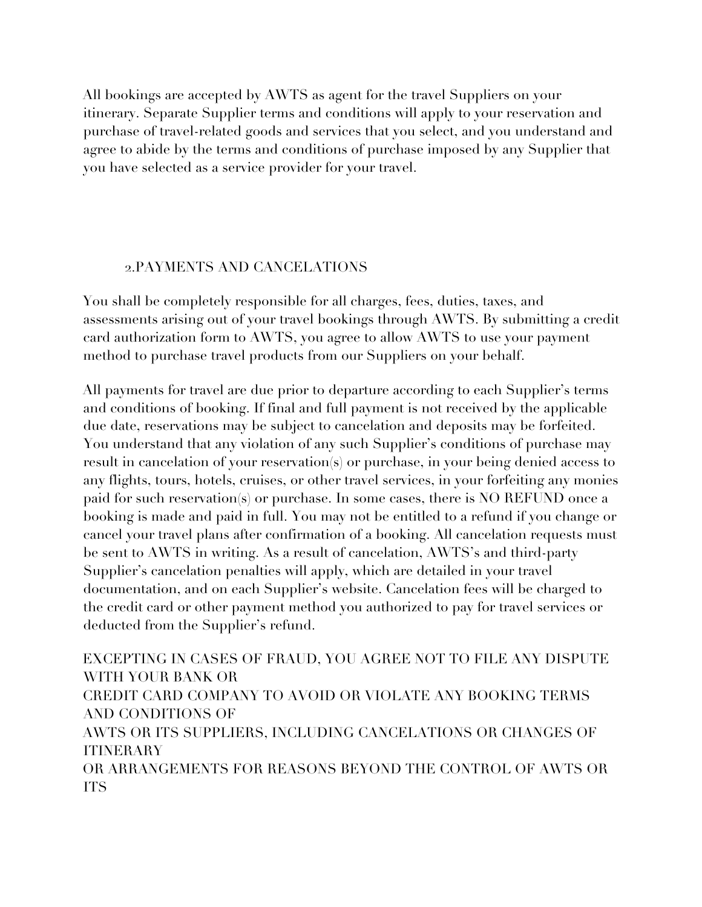All bookings are accepted by AWTS as agent for the travel Suppliers on your itinerary. Separate Supplier terms and conditions will apply to your reservation and purchase of travel-related goods and services that you select, and you understand and agree to abide by the terms and conditions of purchase imposed by any Supplier that you have selected as a service provider for your travel.

## 2.PAYMENTS AND CANCELATIONS

You shall be completely responsible for all charges, fees, duties, taxes, and assessments arising out of your travel bookings through AWTS. By submitting a credit card authorization form to AWTS, you agree to allow AWTS to use your payment method to purchase travel products from our Suppliers on your behalf.

All payments for travel are due prior to departure according to each Supplier's terms and conditions of booking. If final and full payment is not received by the applicable due date, reservations may be subject to cancelation and deposits may be forfeited. You understand that any violation of any such Supplier's conditions of purchase may result in cancelation of your reservation(s) or purchase, in your being denied access to any flights, tours, hotels, cruises, or other travel services, in your forfeiting any monies paid for such reservation(s) or purchase. In some cases, there is NO REFUND once a booking is made and paid in full. You may not be entitled to a refund if you change or cancel your travel plans after confirmation of a booking. All cancelation requests must be sent to AWTS in writing. As a result of cancelation, AWTS's and third-party Supplier's cancelation penalties will apply, which are detailed in your travel documentation, and on each Supplier's website. Cancelation fees will be charged to the credit card or other payment method you authorized to pay for travel services or deducted from the Supplier's refund.

EXCEPTING IN CASES OF FRAUD, YOU AGREE NOT TO FILE ANY DISPUTE WITH YOUR BANK OR CREDIT CARD COMPANY TO AVOID OR VIOLATE ANY BOOKING TERMS AND CONDITIONS OF AWTS OR ITS SUPPLIERS, INCLUDING CANCELATIONS OR CHANGES OF ITINERARY OR ARRANGEMENTS FOR REASONS BEYOND THE CONTROL OF AWTS OR ITS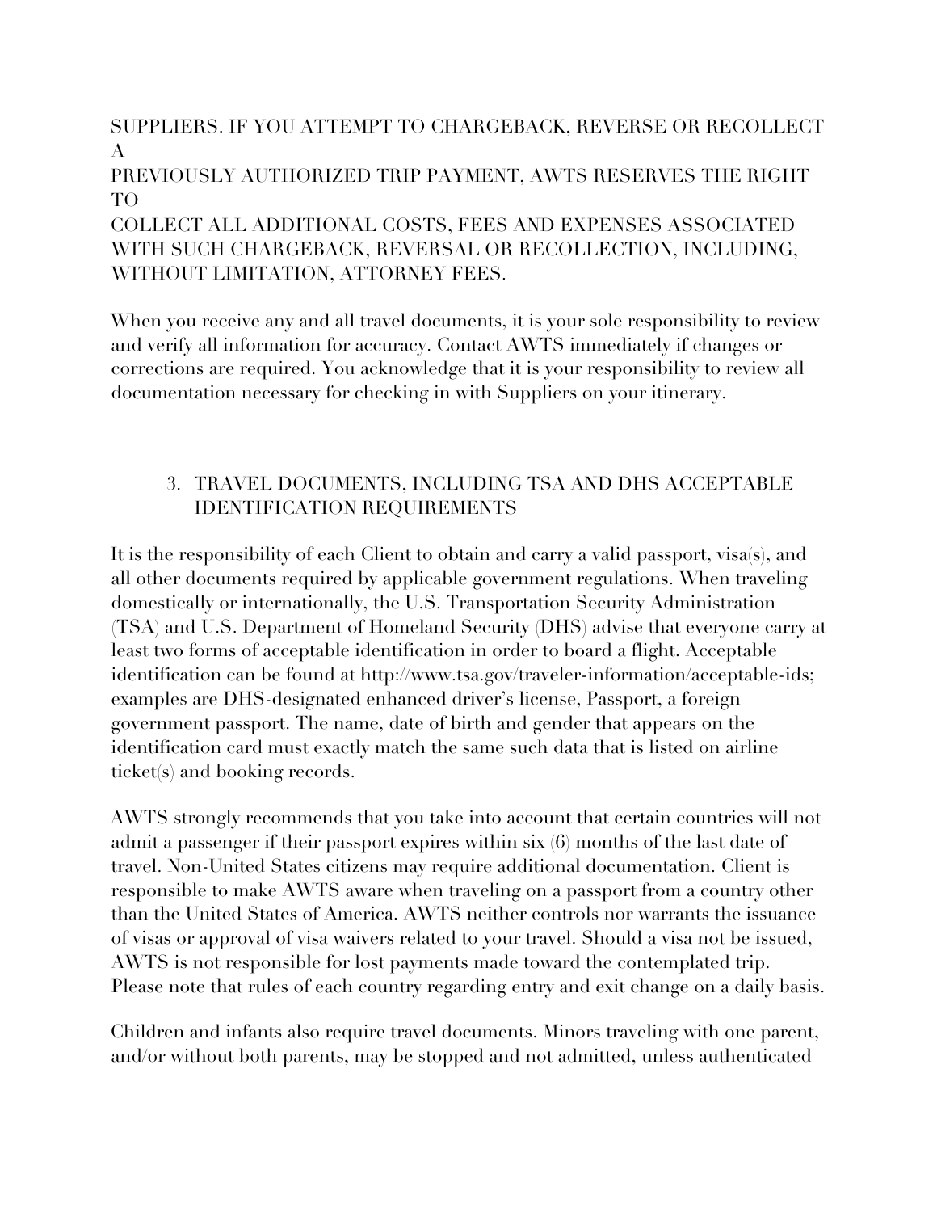SUPPLIERS. IF YOU ATTEMPT TO CHARGEBACK, REVERSE OR RECOLLECT A PREVIOUSLY AUTHORIZED TRIP PAYMENT, AWTS RESERVES THE RIGHT TO COLLECT ALL ADDITIONAL COSTS, FEES AND EXPENSES ASSOCIATED WITH SUCH CHARGEBACK, REVERSAL OR RECOLLECTION, INCLUDING, WITHOUT LIMITATION, ATTORNEY FEES.

When you receive any and all travel documents, it is your sole responsibility to review and verify all information for accuracy. Contact AWTS immediately if changes or corrections are required. You acknowledge that it is your responsibility to review all documentation necessary for checking in with Suppliers on your itinerary.

3. TRAVEL DOCUMENTS, INCLUDING TSA AND DHS ACCEPTABLE IDENTIFICATION REQUIREMENTS

It is the responsibility of each Client to obtain and carry a valid passport, visa(s), and all other documents required by applicable government regulations. When traveling domestically or internationally, the U.S. Transportation Security Administration (TSA) and U.S. Department of Homeland Security (DHS) advise that everyone carry at least two forms of acceptable identification in order to board a flight. Acceptable identification can be found at http://www.tsa.gov/traveler-information/acceptable-ids; examples are DHS-designated enhanced driver's license, Passport, a foreign government passport. The name, date of birth and gender that appears on the identification card must exactly match the same such data that is listed on airline ticket(s) and booking records.

AWTS strongly recommends that you take into account that certain countries will not admit a passenger if their passport expires within six (6) months of the last date of travel. Non-United States citizens may require additional documentation. Client is responsible to make AWTS aware when traveling on a passport from a country other than the United States of America. AWTS neither controls nor warrants the issuance of visas or approval of visa waivers related to your travel. Should a visa not be issued, AWTS is not responsible for lost payments made toward the contemplated trip. Please note that rules of each country regarding entry and exit change on a daily basis.

Children and infants also require travel documents. Minors traveling with one parent, and/or without both parents, may be stopped and not admitted, unless authenticated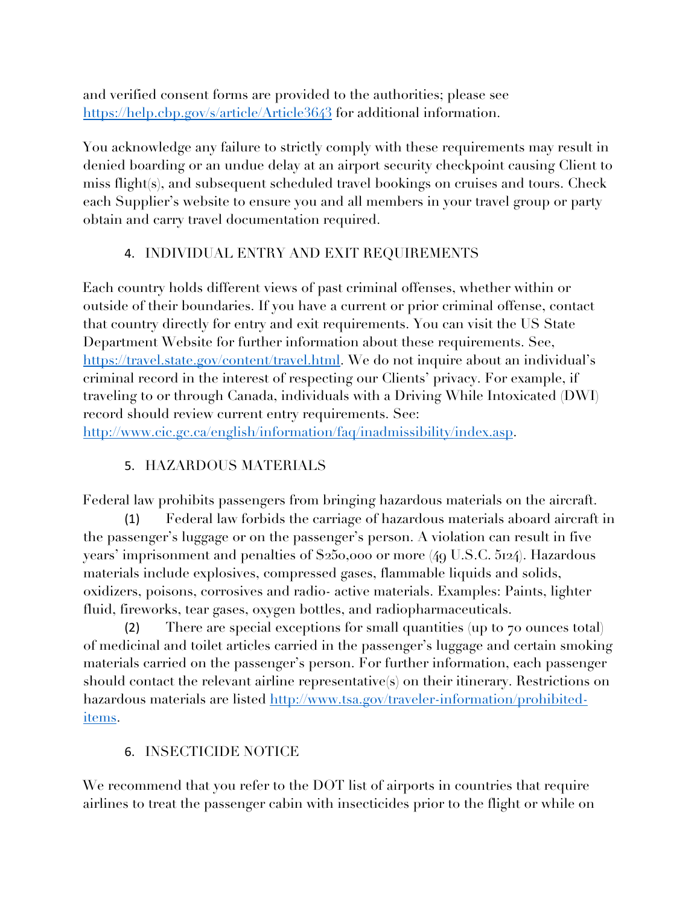and verified consent forms are provided to the authorities; please see [https://help.cbp.gov/s/article/Article3643](https://help.cbp.gov/s/article/Article3643) for additional information.

You acknowledge any failure to strictly comply with these requirements may result in denied boarding or an undue delay at an airport security checkpoint causing Client to miss flight(s), and subsequent scheduled travel bookings on cruises and tours. Check each Supplier's website to ensure you and all members in your travel group or party obtain and carry travel documentation required.

## 4. INDIVIDUAL ENTRY AND EXIT REQUIREMENTS

Each country holds different views of past criminal offenses, whether within or outside of their boundaries. If you have a current or prior criminal offense, contact that country directly for entry and exit requirements. You can visit the US State Department Website for further information about these requirements. See, [https://travel.state.gov/content/travel.html](https://travel.state.gov/content/travel.html). We do not inquire about an individual's criminal record in the interest of respecting our Clients' privacy. For example, if traveling to or through Canada, individuals with a Driving While Intoxicated (DWI) record should review current entry requirements. See: [http://www.cic.gc.ca/english/information/faq/inadmissibility/index.asp](http://www.cic.gc.ca/english/information/faq/inadmissibility/index.asp).

## 5. HAZARDOUS MATERIALS

Federal law prohibits passengers from bringing hazardous materials on the aircraft.

(1) Federal law forbids the carriage of hazardous materials aboard aircraft in the passenger's luggage or on the passenger's person. A violation can result in five years' imprisonment and penalties of $250,000 or more (49 U.S.C. 5124). Hazardous materials include explosives, compressed gases, flammable liquids and solids, oxidizers, poisons, corrosives and radio- active materials. Examples: Paints, lighter fluid, fireworks, tear gases, oxygen bottles, and radiopharmaceuticals.

(2) There are special exceptions for small quantities (up to 70 ounces total) of medicinal and toilet articles carried in the passenger's luggage and certain smoking materials carried on the passenger's person. For further information, each passenger should contact the relevant airline representative(s) on their itinerary. Restrictions on hazardous materials are listed [http://www.tsa.gov/traveler-information/prohibited-items](http://www.tsa.gov/traveler-information/prohibited-items).

## 6. INSECTICIDE NOTICE

We recommend that you refer to the DOT list of airports in countries that require airlines to treat the passenger cabin with insecticides prior to the flight or while on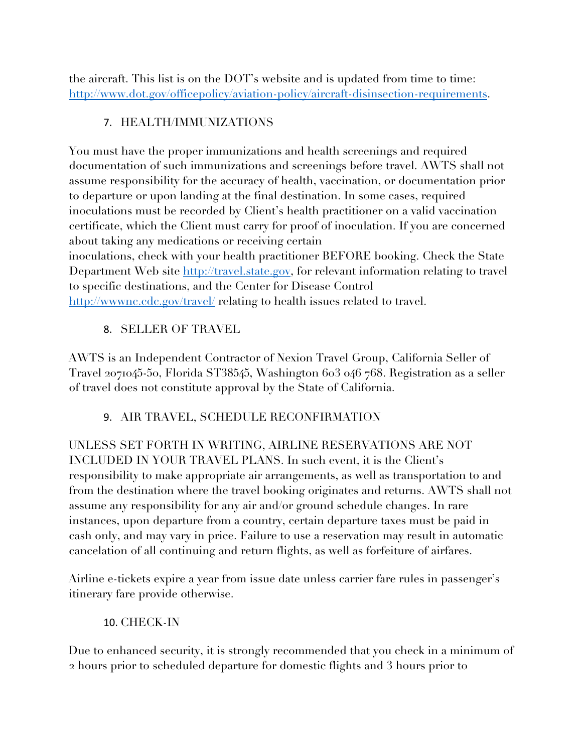the aircraft. This list is on the DOT's website and is updated from time to time: http://www.dot.gov/officepolicy/aviation-policy/aircraft-disinsection-requirements.

## 7. HEALTH/IMMUNIZATIONS

You must have the proper immunizations and health screenings and required documentation of such immunizations and screenings before travel. AWTS shall not assume responsibility for the accuracy of health, vaccination, or documentation prior to departure or upon landing at the final destination. In some cases, required inoculations must be recorded by Client's health practitioner on a valid vaccination certificate, which the Client must carry for proof of inoculation. If you are concerned about taking any medications or receiving certain inoculations, check with your health practitioner BEFORE booking. Check the State Department Web site http://travel.state.gov, for relevant information relating to travel to specific destinations, and the Center for Disease Control http://wwwnc.cdc.gov/travel/ relating to health issues related to travel.

## 8. SELLER OF TRAVEL

AWTS is an Independent Contractor of Nexion Travel Group, California Seller of Travel 2071045-50, Florida ST38545, Washington 603 046 768. Registration as a seller of travel does not constitute approval by the State of California.

## 9. AIR TRAVEL, SCHEDULE RECONFIRMATION

UNLESS SET FORTH IN WRITING, AIRLINE RESERVATIONS ARE NOT INCLUDED IN YOUR TRAVEL PLANS. In such event, it is the Client's responsibility to make appropriate air arrangements, as well as transportation to and from the destination where the travel booking originates and returns. AWTS shall not assume any responsibility for any air and/or ground schedule changes. In rare instances, upon departure from a country, certain departure taxes must be paid in cash only, and may vary in price. Failure to use a reservation may result in automatic cancelation of all continuing and return flights, as well as forfeiture of airfares.

Airline e-tickets expire a year from issue date unless carrier fare rules in passenger's itinerary fare provide otherwise.

## 10. CHECK-IN

Due to enhanced security, it is strongly recommended that you check in a minimum of 2 hours prior to scheduled departure for domestic flights and 3 hours prior to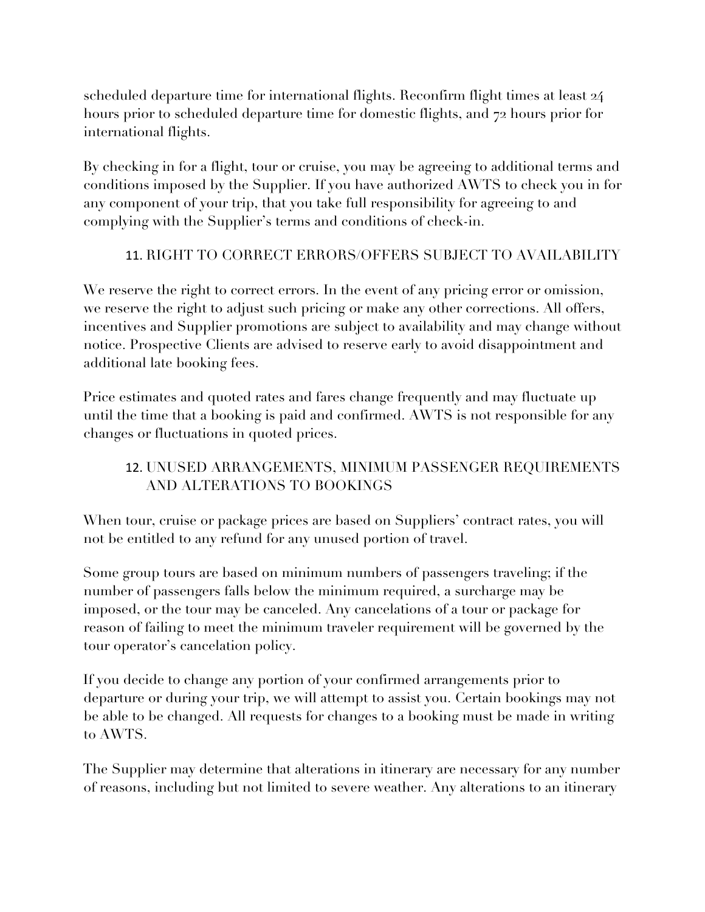scheduled departure time for international flights. Reconfirm flight times at least 24 hours prior to scheduled departure time for domestic flights, and 72 hours prior for international flights.

By checking in for a flight, tour or cruise, you may be agreeing to additional terms and conditions imposed by the Supplier. If you have authorized AWTS to check you in for any component of your trip, that you take full responsibility for agreeing to and complying with the Supplier's terms and conditions of check-in.

## 11. RIGHT TO CORRECT ERRORS/OFFERS SUBJECT TO AVAILABILITY

We reserve the right to correct errors. In the event of any pricing error or omission, we reserve the right to adjust such pricing or make any other corrections. All offers, incentives and Supplier promotions are subject to availability and may change without notice. Prospective Clients are advised to reserve early to avoid disappointment and additional late booking fees.

Price estimates and quoted rates and fares change frequently and may fluctuate up until the time that a booking is paid and confirmed. AWTS is not responsible for any changes or fluctuations in quoted prices.

## 12. UNUSED ARRANGEMENTS, MINIMUM PASSENGER REQUIREMENTS AND ALTERATIONS TO BOOKINGS

When tour, cruise or package prices are based on Suppliers' contract rates, you will not be entitled to any refund for any unused portion of travel.

Some group tours are based on minimum numbers of passengers traveling; if the number of passengers falls below the minimum required, a surcharge may be imposed, or the tour may be canceled. Any cancelations of a tour or package for reason of failing to meet the minimum traveler requirement will be governed by the tour operator's cancelation policy.

If you decide to change any portion of your confirmed arrangements prior to departure or during your trip, we will attempt to assist you. Certain bookings may not be able to be changed. All requests for changes to a booking must be made in writing to AWTS.

The Supplier may determine that alterations in itinerary are necessary for any number of reasons, including but not limited to severe weather. Any alterations to an itinerary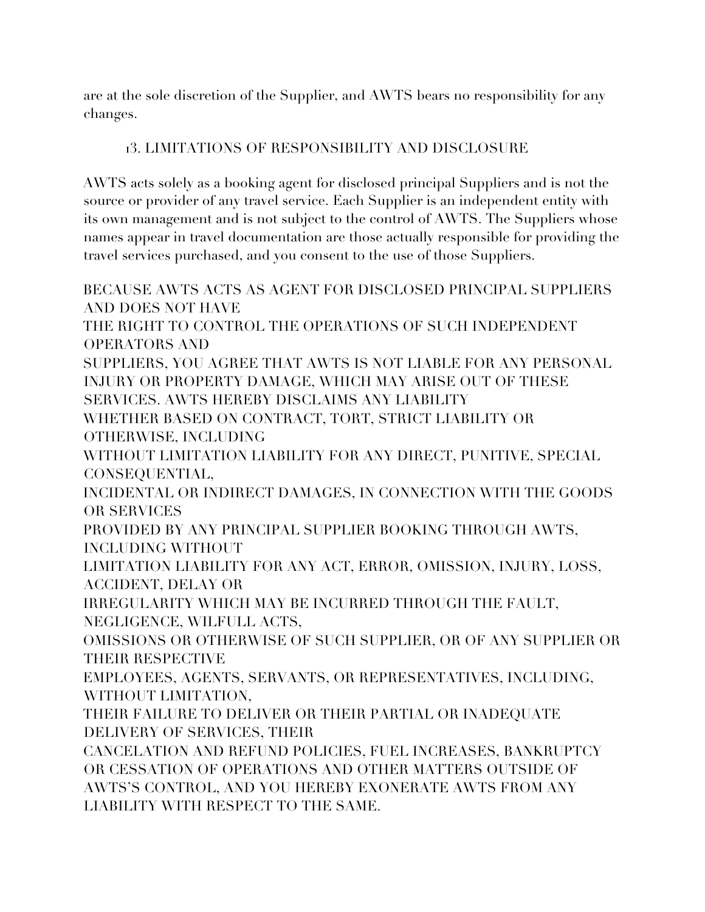are at the sole discretion of the Supplier, and AWTS bears no responsibility for any changes.

## 13. LIMITATIONS OF RESPONSIBILITY AND DISCLOSURE

AWTS acts solely as a booking agent for disclosed principal Suppliers and is not the source or provider of any travel service. Each Supplier is an independent entity with its own management and is not subject to the control of AWTS. The Suppliers whose names appear in travel documentation are those actually responsible for providing the travel services purchased, and you consent to the use of those Suppliers.

BECAUSE AWTS ACTS AS AGENT FOR DISCLOSED PRINCIPAL SUPPLIERS AND DOES NOT HAVE THE RIGHT TO CONTROL THE OPERATIONS OF SUCH INDEPENDENT OPERATORS AND SUPPLIERS, YOU AGREE THAT AWTS IS NOT LIABLE FOR ANY PERSONAL INJURY OR PROPERTY DAMAGE, WHICH MAY ARISE OUT OF THESE SERVICES. AWTS HEREBY DISCLAIMS ANY LIABILITY WHETHER BASED ON CONTRACT, TORT, STRICT LIABILITY OR OTHERWISE, INCLUDING WITHOUT LIMITATION LIABILITY FOR ANY DIRECT, PUNITIVE, SPECIAL CONSEQUENTIAL, INCIDENTAL OR INDIRECT DAMAGES, IN CONNECTION WITH THE GOODS OR SERVICES PROVIDED BY ANY PRINCIPAL SUPPLIER BOOKING THROUGH AWTS, INCLUDING WITHOUT LIMITATION LIABILITY FOR ANY ACT, ERROR, OMISSION, INJURY, LOSS, ACCIDENT, DELAY OR IRREGULARITY WHICH MAY BE INCURRED THROUGH THE FAULT, NEGLIGENCE, WILFULL ACTS, OMISSIONS OR OTHERWISE OF SUCH SUPPLIER, OR OF ANY SUPPLIER OR THEIR RESPECTIVE EMPLOYEES, AGENTS, SERVANTS, OR REPRESENTATIVES, INCLUDING, WITHOUT LIMITATION, THEIR FAILURE TO DELIVER OR THEIR PARTIAL OR INADEQUATE DELIVERY OF SERVICES, THEIR CANCELATION AND REFUND POLICIES, FUEL INCREASES, BANKRUPTCY OR CESSATION OF OPERATIONS AND OTHER MATTERS OUTSIDE OF AWTS'S CONTROL, AND YOU HEREBY EXONERATE AWTS FROM ANY LIABILITY WITH RESPECT TO THE SAME.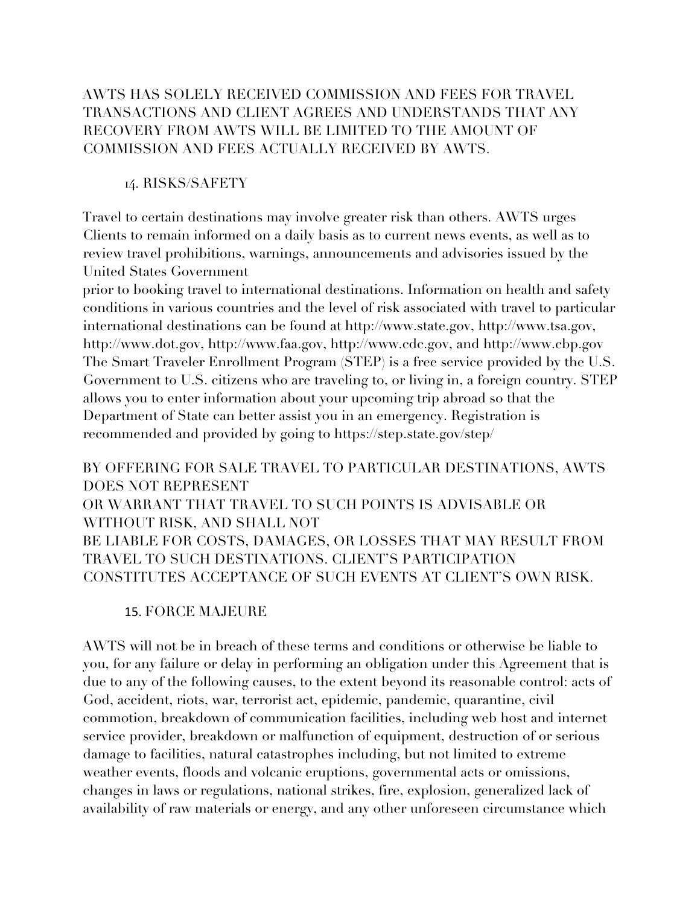AWTS HAS SOLELY RECEIVED COMMISSION AND FEES FOR TRAVEL TRANSACTIONS AND CLIENT AGREES AND UNDERSTANDS THAT ANY RECOVERY FROM AWTS WILL BE LIMITED TO THE AMOUNT OF COMMISSION AND FEES ACTUALLY RECEIVED BY AWTS.

## 14. RISKS/SAFETY

Travel to certain destinations may involve greater risk than others. AWTS urges Clients to remain informed on a daily basis as to current news events, as well as to review travel prohibitions, warnings, announcements and advisories issued by the United States Government prior to booking travel to international destinations. Information on health and safety conditions in various countries and the level of risk associated with travel to particular international destinations can be found at http://www.state.gov, http://www.tsa.gov, http://www.dot.gov, http://www.faa.gov, http://www.cdc.gov, and http://www.cbp.gov The Smart Traveler Enrollment Program (STEP) is a free service provided by the U.S. Government to U.S. citizens who are traveling to, or living in, a foreign country. STEP allows you to enter information about your upcoming trip abroad so that the Department of State can better assist you in an emergency. Registration is recommended and provided by going to https://step.state.gov/step/

BY OFFERING FOR SALE TRAVEL TO PARTICULAR DESTINATIONS, AWTS DOES NOT REPRESENT OR WARRANT THAT TRAVEL TO SUCH POINTS IS ADVISABLE OR WITHOUT RISK, AND SHALL NOT BE LIABLE FOR COSTS, DAMAGES, OR LOSSES THAT MAY RESULT FROM TRAVEL TO SUCH DESTINATIONS. CLIENT'S PARTICIPATION CONSTITUTES ACCEPTANCE OF SUCH EVENTS AT CLIENT'S OWN RISK.

## 15. FORCE MAJEURE

AWTS will not be in breach of these terms and conditions or otherwise be liable to you, for any failure or delay in performing an obligation under this Agreement that is due to any of the following causes, to the extent beyond its reasonable control: acts of God, accident, riots, war, terrorist act, epidemic, pandemic, quarantine, civil commotion, breakdown of communication facilities, including web host and internet service provider, breakdown or malfunction of equipment, destruction of or serious damage to facilities, natural catastrophes including, but not limited to extreme weather events, floods and volcanic eruptions, governmental acts or omissions, changes in laws or regulations, national strikes, fire, explosion, generalized lack of availability of raw materials or energy, and any other unforeseen circumstance which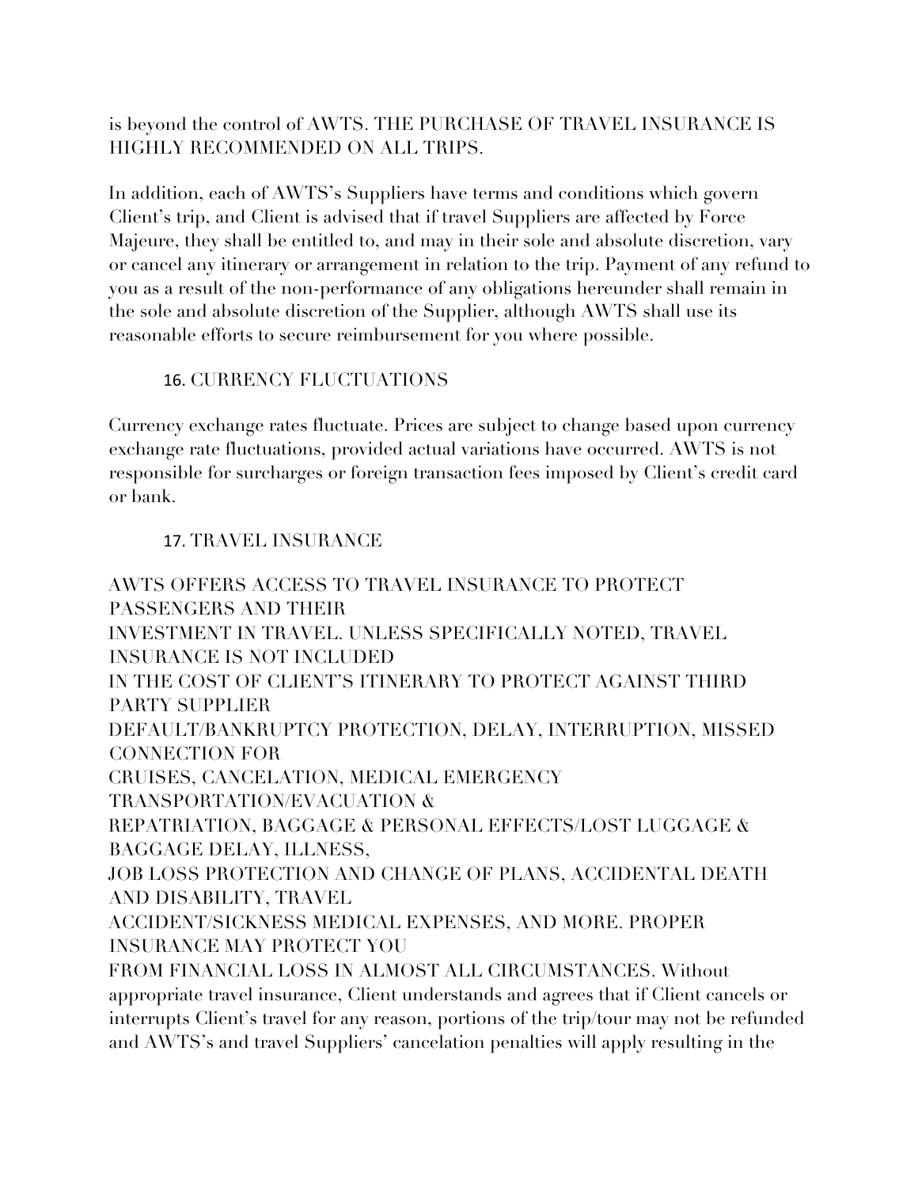is beyond the control of AWTS. THE PURCHASE OF TRAVEL INSURANCE IS HIGHLY RECOMMENDED ON ALL TRIPS.

In addition, each of AWTS's Suppliers have terms and conditions which govern Client's trip, and Client is advised that if travel Suppliers are affected by Force Majeure, they shall be entitled to, and may in their sole and absolute discretion, vary or cancel any itinerary or arrangement in relation to the trip. Payment of any refund to you as a result of the non-performance of any obligations hereunder shall remain in the sole and absolute discretion of the Supplier, although AWTS shall use its reasonable efforts to secure reimbursement for you where possible.

## 16. CURRENCY FLUCTUATIONS

Currency exchange rates fluctuate. Prices are subject to change based upon currency exchange rate fluctuations, provided actual variations have occurred. AWTS is not responsible for surcharges or foreign transaction fees imposed by Client's credit card or bank.

## 17. TRAVEL INSURANCE

AWTS OFFERS ACCESS TO TRAVEL INSURANCE TO PROTECT PASSENGERS AND THEIR INVESTMENT IN TRAVEL. UNLESS SPECIFICALLY NOTED, TRAVEL INSURANCE IS NOT INCLUDED IN THE COST OF CLIENT'S ITINERARY TO PROTECT AGAINST THIRD PARTY SUPPLIER DEFAULT/BANKRUPTCY PROTECTION, DELAY, INTERRUPTION, MISSED CONNECTION FOR CRUISES, CANCELATION, MEDICAL EMERGENCY TRANSPORTATION/EVACUATION & REPATRIATION, BAGGAGE & PERSONAL EFFECTS/LOST LUGGAGE & BAGGAGE DELAY, ILLNESS, JOB LOSS PROTECTION AND CHANGE OF PLANS, ACCIDENTAL DEATH AND DISABILITY, TRAVEL ACCIDENT/SICKNESS MEDICAL EXPENSES, AND MORE. PROPER INSURANCE MAY PROTECT YOU FROM FINANCIAL LOSS IN ALMOST ALL CIRCUMSTANCES. Without appropriate travel insurance, Client understands and agrees that if Client cancels or interrupts Client's travel for any reason, portions of the trip/tour may not be refunded and AWTS's and travel Suppliers' cancelation penalties will apply resulting in the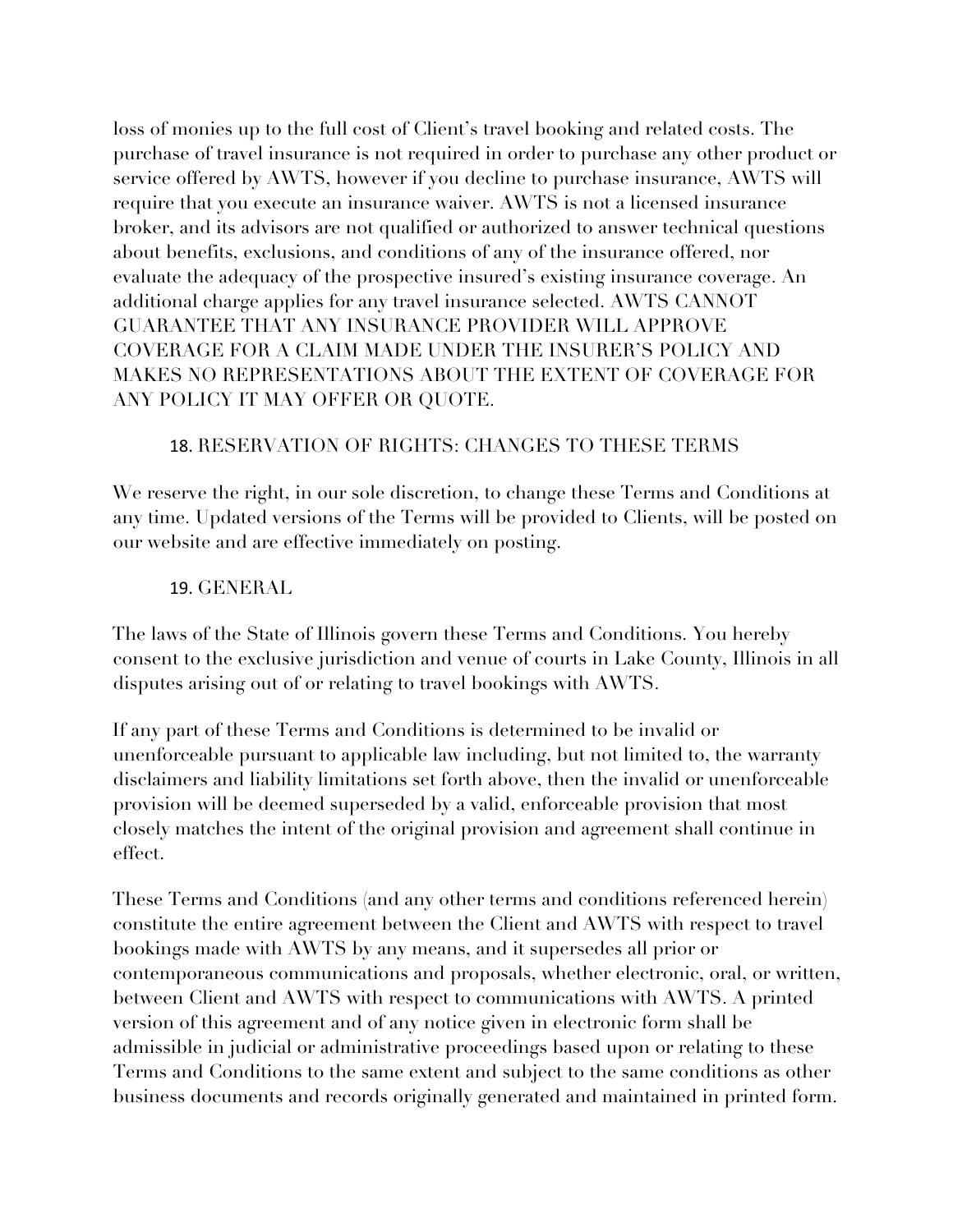loss of monies up to the full cost of Client's travel booking and related costs. The purchase of travel insurance is not required in order to purchase any other product or service offered by AWTS, however if you decline to purchase insurance, AWTS will require that you execute an insurance waiver. AWTS is not a licensed insurance broker, and its advisors are not qualified or authorized to answer technical questions about benefits, exclusions, and conditions of any of the insurance offered, nor evaluate the adequacy of the prospective insured's existing insurance coverage. An additional charge applies for any travel insurance selected. AWTS CANNOT GUARANTEE THAT ANY INSURANCE PROVIDER WILL APPROVE COVERAGE FOR A CLAIM MADE UNDER THE INSURER'S POLICY AND MAKES NO REPRESENTATIONS ABOUT THE EXTENT OF COVERAGE FOR ANY POLICY IT MAY OFFER OR QUOTE.

## 18. RESERVATION OF RIGHTS: CHANGES TO THESE TERMS

We reserve the right, in our sole discretion, to change these Terms and Conditions at any time. Updated versions of the Terms will be provided to Clients, will be posted on our website and are effective immediately on posting.

## 19. GENERAL

The laws of the State of Illinois govern these Terms and Conditions. You hereby consent to the exclusive jurisdiction and venue of courts in Lake County, Illinois in all disputes arising out of or relating to travel bookings with AWTS.

If any part of these Terms and Conditions is determined to be invalid or unenforceable pursuant to applicable law including, but not limited to, the warranty disclaimers and liability limitations set forth above, then the invalid or unenforceable provision will be deemed superseded by a valid, enforceable provision that most closely matches the intent of the original provision and agreement shall continue in effect.

These Terms and Conditions (and any other terms and conditions referenced herein) constitute the entire agreement between the Client and AWTS with respect to travel bookings made with AWTS by any means, and it supersedes all prior or contemporaneous communications and proposals, whether electronic, oral, or written, between Client and AWTS with respect to communications with AWTS. A printed version of this agreement and of any notice given in electronic form shall be admissible in judicial or administrative proceedings based upon or relating to these Terms and Conditions to the same extent and subject to the same conditions as other business documents and records originally generated and maintained in printed form.